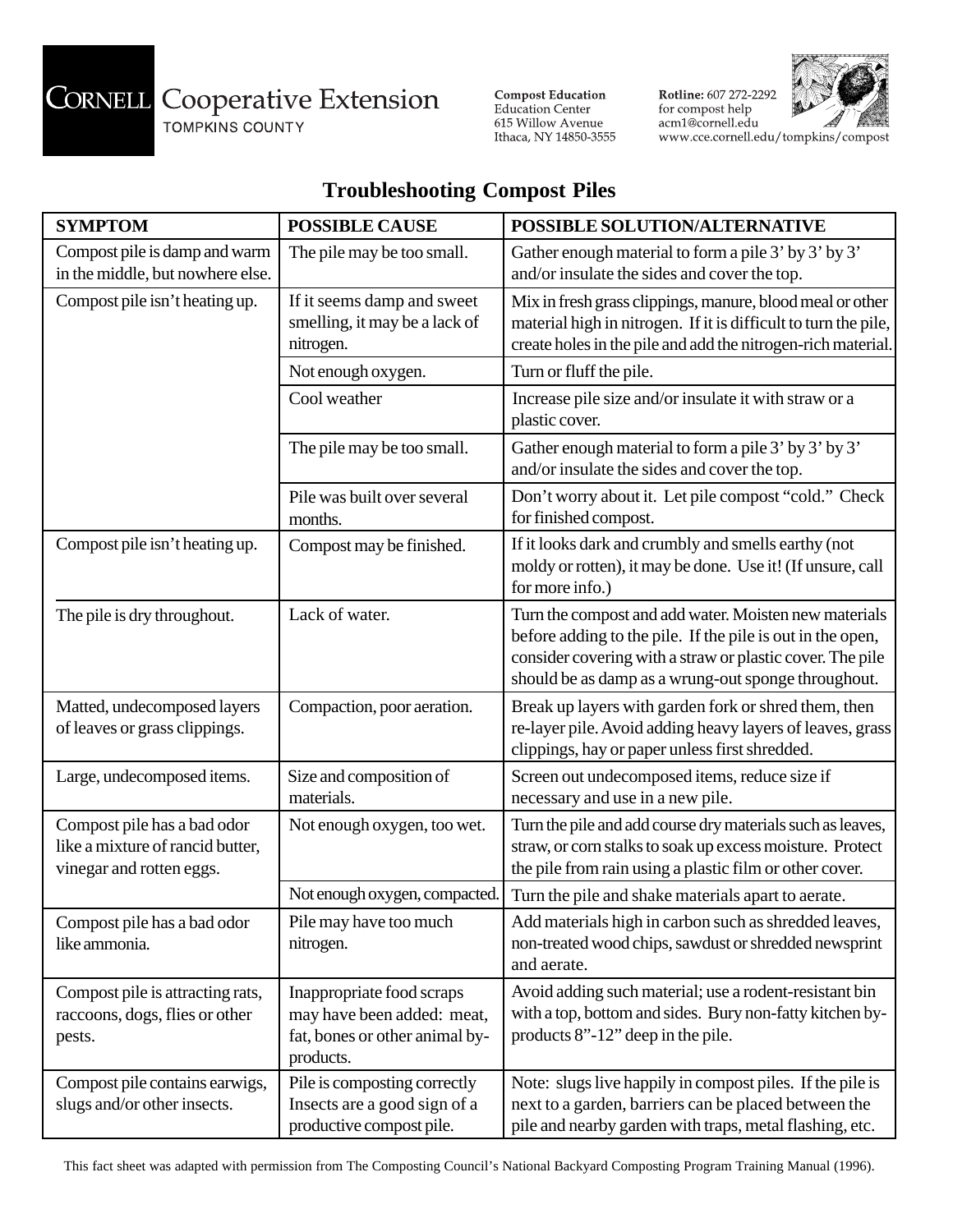CORNELL Cooperative Extension
TOMPKINS COUNTY

Compost Education
Education Center
615 Willow Avenue
Ithaca, NY 14850-3555

**Rotline:** 607 272-2292
for compost help
acm1@cornell.edu
www.cce.cornell.edu/tompkins/compost

# Troubleshooting Compost Piles

| SYMPTOM | POSSIBLE CAUSE | POSSIBLE SOLUTION/ALTERNATIVE |
|---|---|---|
| Compost pile is damp and warm in the middle, but nowhere else. | The pile may be too small. | Gather enough material to form a pile 3' by 3' by 3' and/or insulate the sides and cover the top. |
| Compost pile isn't heating up. | If it seems damp and sweet smelling, it may be a lack of nitrogen. | Mix in fresh grass clippings, manure, blood meal or other material high in nitrogen. If it is difficult to turn the pile, create holes in the pile and add the nitrogen-rich material. |
| | Not enough oxygen. | Turn or fluff the pile. |
| | Cool weather | Increase pile size and/or insulate it with straw or a plastic cover. |
| | The pile may be too small. | Gather enough material to form a pile 3' by 3' by 3' and/or insulate the sides and cover the top. |
| | Pile was built over several months. | Don't worry about it. Let pile compost "cold." Check for finished compost. |
| Compost pile isn't heating up. | Compost may be finished. | If it looks dark and crumbly and smells earthy (not moldy or rotten), it may be done. Use it! (If unsure, call for more info.) |
| The pile is dry throughout. | Lack of water. | Turn the compost and add water. Moisten new materials before adding to the pile. If the pile is out in the open, consider covering with a straw or plastic cover. The pile should be as damp as a wrung-out sponge throughout. |
| Matted, undecomposed layers of leaves or grass clippings. | Compaction, poor aeration. | Break up layers with garden fork or shred them, then re-layer pile. Avoid adding heavy layers of leaves, grass clippings, hay or paper unless first shredded. |
| Large, undecomposed items. | Size and composition of materials. | Screen out undecomposed items, reduce size if necessary and use in a new pile. |
| Compost pile has a bad odor like a mixture of rancid butter, vinegar and rotten eggs. | Not enough oxygen, too wet. | Turn the pile and add course dry materials such as leaves, straw, or corn stalks to soak up excess moisture. Protect the pile from rain using a plastic film or other cover. |
| | Not enough oxygen, compacted. | Turn the pile and shake materials apart to aerate. |
| Compost pile has a bad odor like ammonia. | Pile may have too much nitrogen. | Add materials high in carbon such as shredded leaves, non-treated wood chips, sawdust or shredded newsprint and aerate. |
| Compost pile is attracting rats, raccoons, dogs, flies or other pests. | Inappropriate food scraps may have been added: meat, fat, bones or other animal by-products. | Avoid adding such material; use a rodent-resistant bin with a top, bottom and sides. Bury non-fatty kitchen by-products 8"-12" deep in the pile. |
| Compost pile contains earwigs, slugs and/or other insects. | Pile is composting correctly Insects are a good sign of a productive compost pile. | Note: slugs live happily in compost piles. If the pile is next to a garden, barriers can be placed between the pile and nearby garden with traps, metal flashing, etc. |

This fact sheet was adapted with permission from The Composting Council's National Backyard Composting Program Training Manual (1996).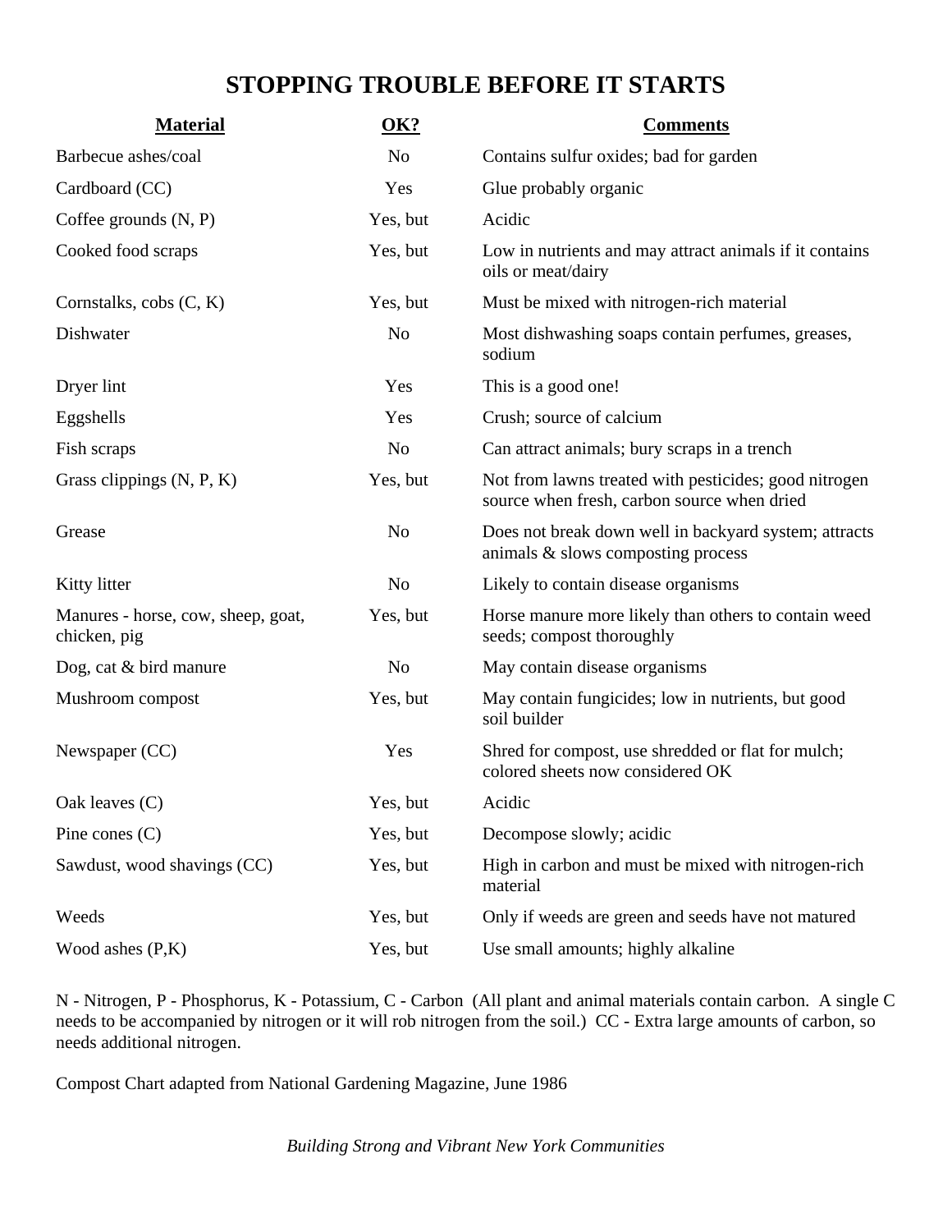# STOPPING TROUBLE BEFORE IT STARTS

| **Material** | **OK?** | **Comments** |
|---|---|---|
| Barbecue ashes/coal | No | Contains sulfur oxides; bad for garden |
| Cardboard (CC) | Yes | Glue probably organic |
| Coffee grounds (N, P) | Yes, but | Acidic |
| Cooked food scraps | Yes, but | Low in nutrients and may attract animals if it contains oils or meat/dairy |
| Cornstalks, cobs (C, K) | Yes, but | Must be mixed with nitrogen-rich material |
| Dishwater | No | Most dishwashing soaps contain perfumes, greases, sodium |
| Dryer lint | Yes | This is a good one! |
| Eggshells | Yes | Crush; source of calcium |
| Fish scraps | No | Can attract animals; bury scraps in a trench |
| Grass clippings (N, P, K) | Yes, but | Not from lawns treated with pesticides; good nitrogen source when fresh, carbon source when dried |
| Grease | No | Does not break down well in backyard system; attracts animals & slows composting process |
| Kitty litter | No | Likely to contain disease organisms |
| Manures - horse, cow, sheep, goat, chicken, pig | Yes, but | Horse manure more likely than others to contain weed seeds; compost thoroughly |
| Dog, cat & bird manure | No | May contain disease organisms |
| Mushroom compost | Yes, but | May contain fungicides; low in nutrients, but good soil builder |
| Newspaper (CC) | Yes | Shred for compost, use shredded or flat for mulch; colored sheets now considered OK |
| Oak leaves (C) | Yes, but | Acidic |
| Pine cones (C) | Yes, but | Decompose slowly; acidic |
| Sawdust, wood shavings (CC) | Yes, but | High in carbon and must be mixed with nitrogen-rich material |
| Weeds | Yes, but | Only if weeds are green and seeds have not matured |
| Wood ashes (P,K) | Yes, but | Use small amounts; highly alkaline |

N - Nitrogen, P - Phosphorus, K - Potassium, C - Carbon (All plant and animal materials contain carbon. A single C needs to be accompanied by nitrogen or it will rob nitrogen from the soil.) CC - Extra large amounts of carbon, so needs additional nitrogen.

Compost Chart adapted from National Gardening Magazine, June 1986